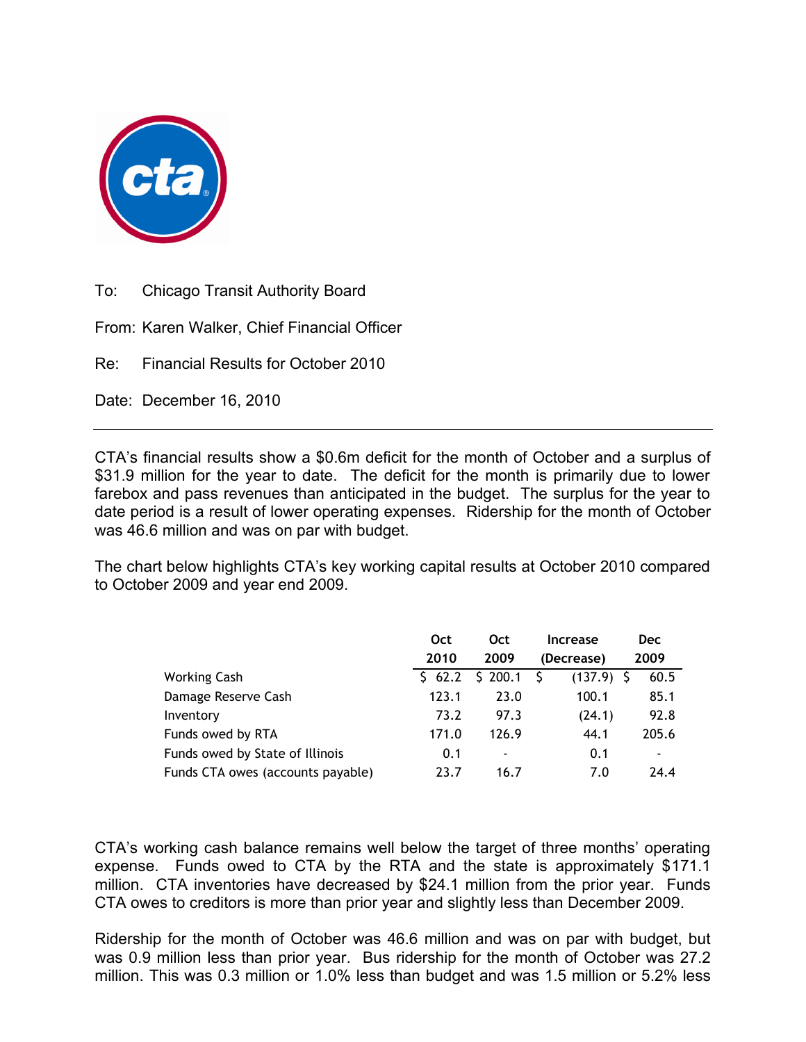To: Chicago Transit Authority Board

From: Karen Walker, Chief Financial Officer

Re: Financial Results for October 2010

Date: December 16, 2010

---

CTA's financial results show a $0.6m deficit for the month of October and a surplus of $31.9 million for the year to date. The deficit for the month is primarily due to lower farebox and pass revenues than anticipated in the budget. The surplus for the year to date period is a result of lower operating expenses. Ridership for the month of October was 46.6 million and was on par with budget.

The chart below highlights CTA's key working capital results at October 2010 compared to October 2009 and year end 2009.

| | Oct 2010 | Oct 2009 | Increase (Decrease) | Dec 2009 |
|---|---|---|---|---|
| Working Cash | $ 62.2 | $ 200.1 | $ (137.9) | $ 60.5 |
| Damage Reserve Cash | 123.1 | 23.0 | 100.1 | 85.1 |
| Inventory | 73.2 | 97.3 | (24.1) | 92.8 |
| Funds owed by RTA | 171.0 | 126.9 | 44.1 | 205.6 |
| Funds owed by State of Illinois | 0.1 | - | 0.1 | - |
| Funds CTA owes (accounts payable) | 23.7 | 16.7 | 7.0 | 24.4 |

CTA's working cash balance remains well below the target of three months' operating expense. Funds owed to CTA by the RTA and the state is approximately $171.1 million. CTA inventories have decreased by $24.1 million from the prior year. Funds CTA owes to creditors is more than prior year and slightly less than December 2009.

Ridership for the month of October was 46.6 million and was on par with budget, but was 0.9 million less than prior year. Bus ridership for the month of October was 27.2 million. This was 0.3 million or 1.0% less than budget and was 1.5 million or 5.2% less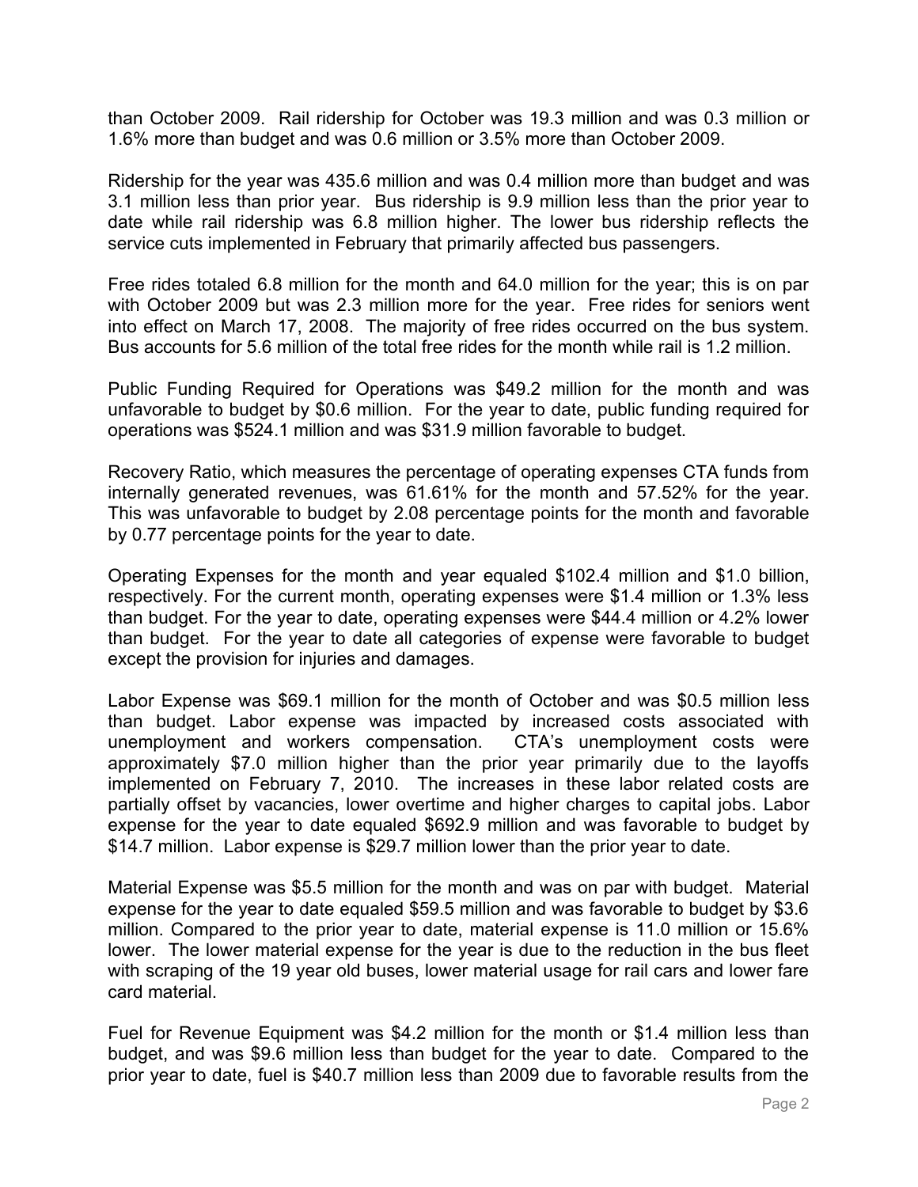than October 2009. Rail ridership for October was 19.3 million and was 0.3 million or 1.6% more than budget and was 0.6 million or 3.5% more than October 2009.

Ridership for the year was 435.6 million and was 0.4 million more than budget and was 3.1 million less than prior year. Bus ridership is 9.9 million less than the prior year to date while rail ridership was 6.8 million higher. The lower bus ridership reflects the service cuts implemented in February that primarily affected bus passengers.

Free rides totaled 6.8 million for the month and 64.0 million for the year; this is on par with October 2009 but was 2.3 million more for the year. Free rides for seniors went into effect on March 17, 2008. The majority of free rides occurred on the bus system. Bus accounts for 5.6 million of the total free rides for the month while rail is 1.2 million.

Public Funding Required for Operations was $49.2 million for the month and was unfavorable to budget by $0.6 million. For the year to date, public funding required for operations was $524.1 million and was $31.9 million favorable to budget.

Recovery Ratio, which measures the percentage of operating expenses CTA funds from internally generated revenues, was 61.61% for the month and 57.52% for the year. This was unfavorable to budget by 2.08 percentage points for the month and favorable by 0.77 percentage points for the year to date.

Operating Expenses for the month and year equaled $102.4 million and $1.0 billion, respectively. For the current month, operating expenses were $1.4 million or 1.3% less than budget. For the year to date, operating expenses were $44.4 million or 4.2% lower than budget. For the year to date all categories of expense were favorable to budget except the provision for injuries and damages.

Labor Expense was $69.1 million for the month of October and was $0.5 million less than budget. Labor expense was impacted by increased costs associated with unemployment and workers compensation. CTA's unemployment costs were approximately $7.0 million higher than the prior year primarily due to the layoffs implemented on February 7, 2010. The increases in these labor related costs are partially offset by vacancies, lower overtime and higher charges to capital jobs. Labor expense for the year to date equaled $692.9 million and was favorable to budget by $14.7 million. Labor expense is $29.7 million lower than the prior year to date.

Material Expense was $5.5 million for the month and was on par with budget. Material expense for the year to date equaled $59.5 million and was favorable to budget by $3.6 million. Compared to the prior year to date, material expense is 11.0 million or 15.6% lower. The lower material expense for the year is due to the reduction in the bus fleet with scraping of the 19 year old buses, lower material usage for rail cars and lower fare card material.

Fuel for Revenue Equipment was $4.2 million for the month or $1.4 million less than budget, and was $9.6 million less than budget for the year to date. Compared to the prior year to date, fuel is $40.7 million less than 2009 due to favorable results from the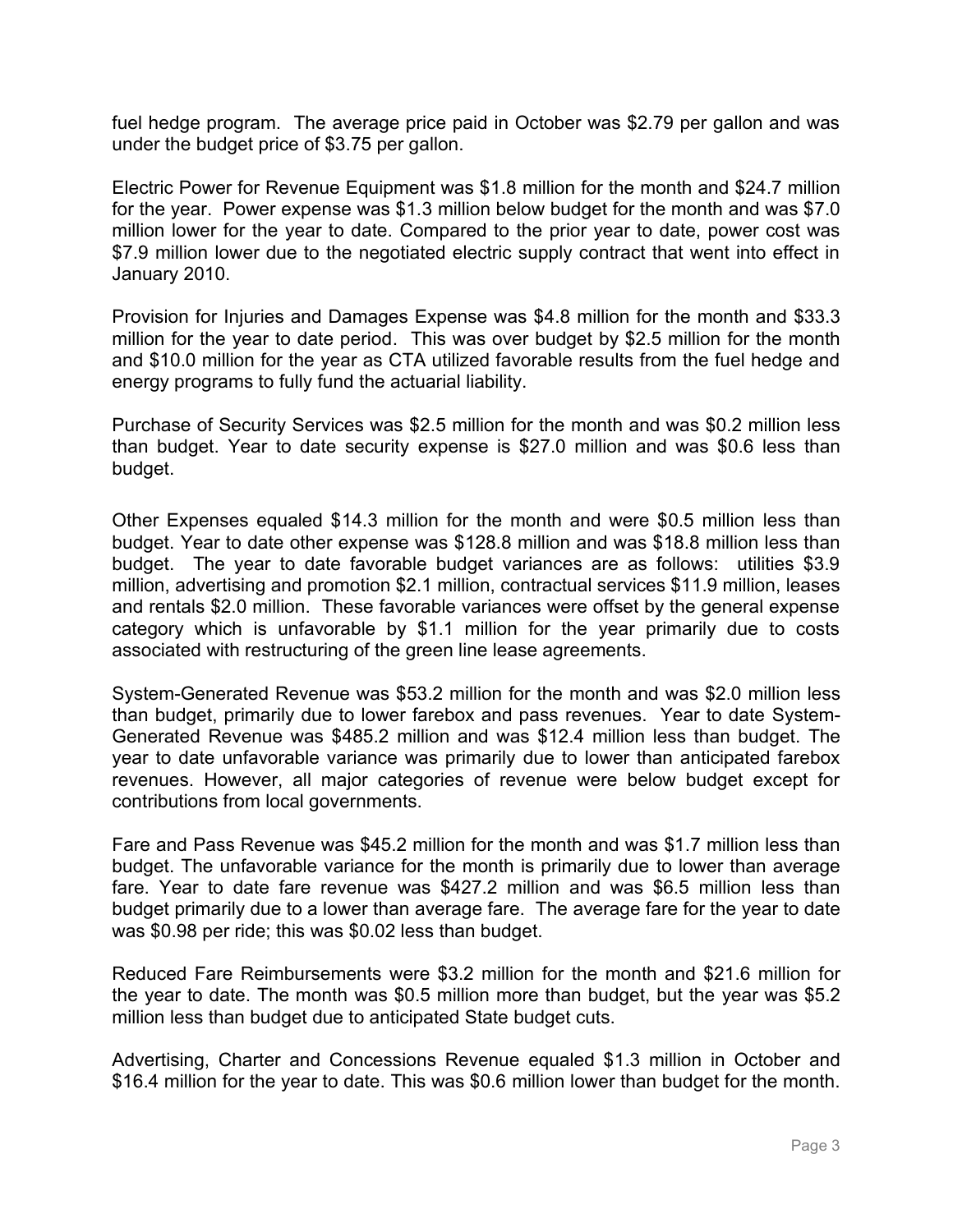fuel hedge program. The average price paid in October was $2.79 per gallon and was under the budget price of $3.75 per gallon.

Electric Power for Revenue Equipment was $1.8 million for the month and $24.7 million for the year. Power expense was $1.3 million below budget for the month and was $7.0 million lower for the year to date. Compared to the prior year to date, power cost was $7.9 million lower due to the negotiated electric supply contract that went into effect in January 2010.

Provision for Injuries and Damages Expense was $4.8 million for the month and $33.3 million for the year to date period. This was over budget by $2.5 million for the month and $10.0 million for the year as CTA utilized favorable results from the fuel hedge and energy programs to fully fund the actuarial liability.

Purchase of Security Services was $2.5 million for the month and was $0.2 million less than budget. Year to date security expense is $27.0 million and was $0.6 less than budget.

Other Expenses equaled $14.3 million for the month and were $0.5 million less than budget. Year to date other expense was $128.8 million and was $18.8 million less than budget. The year to date favorable budget variances are as follows: utilities $3.9 million, advertising and promotion $2.1 million, contractual services $11.9 million, leases and rentals $2.0 million. These favorable variances were offset by the general expense category which is unfavorable by $1.1 million for the year primarily due to costs associated with restructuring of the green line lease agreements.

System-Generated Revenue was $53.2 million for the month and was $2.0 million less than budget, primarily due to lower farebox and pass revenues. Year to date System-Generated Revenue was $485.2 million and was $12.4 million less than budget. The year to date unfavorable variance was primarily due to lower than anticipated farebox revenues. However, all major categories of revenue were below budget except for contributions from local governments.

Fare and Pass Revenue was $45.2 million for the month and was $1.7 million less than budget. The unfavorable variance for the month is primarily due to lower than average fare. Year to date fare revenue was $427.2 million and was $6.5 million less than budget primarily due to a lower than average fare. The average fare for the year to date was $0.98 per ride; this was $0.02 less than budget.

Reduced Fare Reimbursements were $3.2 million for the month and $21.6 million for the year to date. The month was $0.5 million more than budget, but the year was $5.2 million less than budget due to anticipated State budget cuts.

Advertising, Charter and Concessions Revenue equaled $1.3 million in October and $16.4 million for the year to date. This was $0.6 million lower than budget for the month.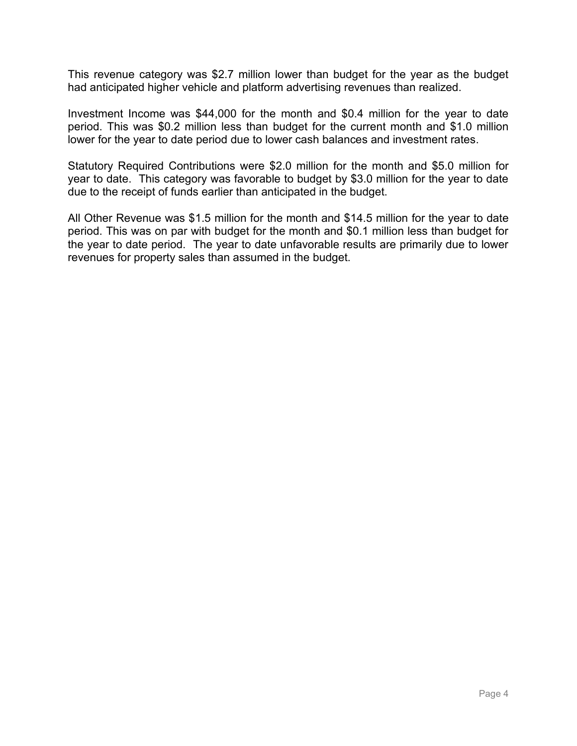This revenue category was $2.7 million lower than budget for the year as the budget had anticipated higher vehicle and platform advertising revenues than realized.

Investment Income was $44,000 for the month and $0.4 million for the year to date period. This was $0.2 million less than budget for the current month and $1.0 million lower for the year to date period due to lower cash balances and investment rates.

Statutory Required Contributions were $2.0 million for the month and $5.0 million for year to date. This category was favorable to budget by $3.0 million for the year to date due to the receipt of funds earlier than anticipated in the budget.

All Other Revenue was $1.5 million for the month and $14.5 million for the year to date period. This was on par with budget for the month and $0.1 million less than budget for the year to date period. The year to date unfavorable results are primarily due to lower revenues for property sales than assumed in the budget.